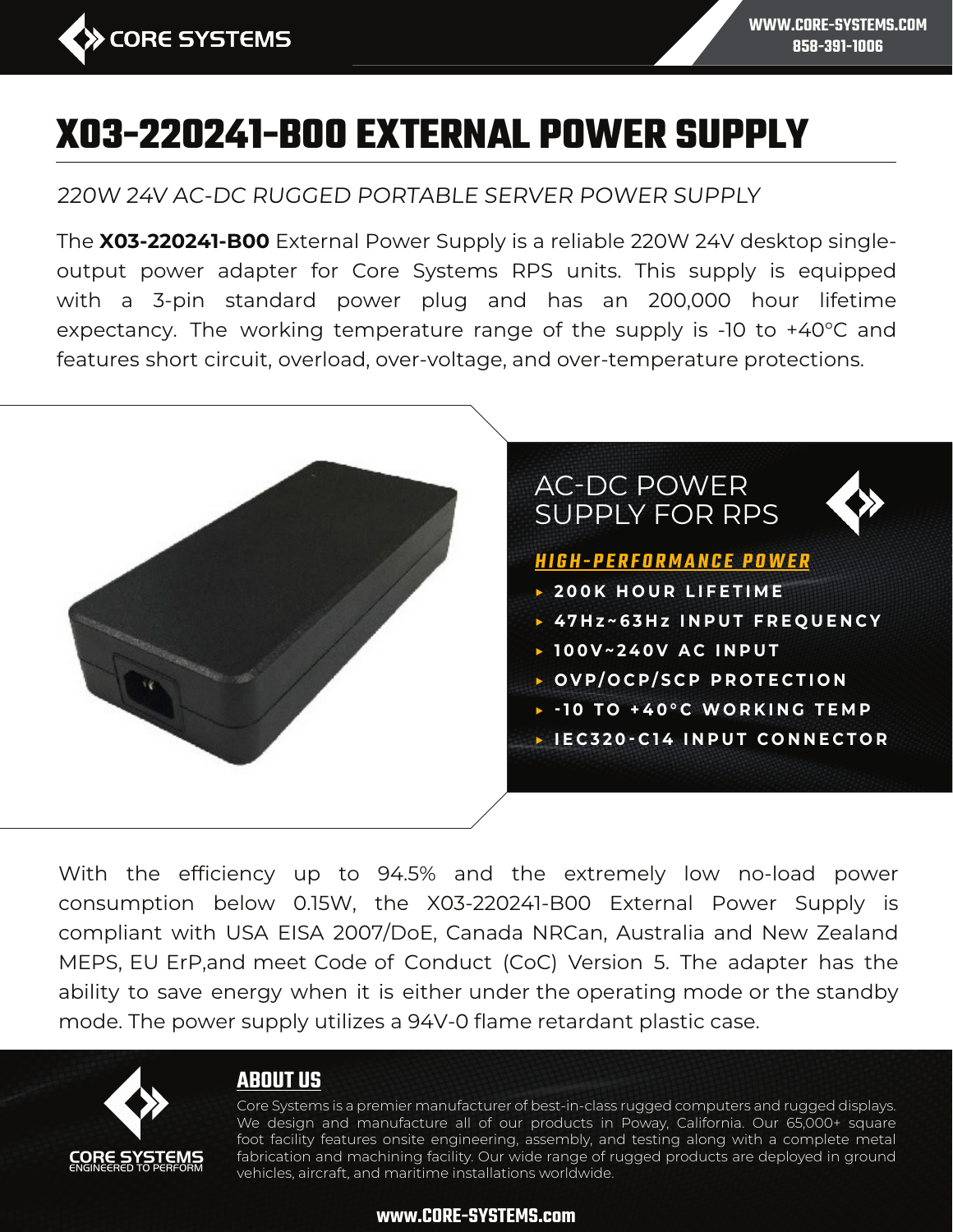# X03-220241-B00 EXTERNAL POWER SUPPLY

*220W 24V AC-DC RUGGED PORTABLE SERVER POWER SUPPLY*

The **X03-220241-B00** External Power Supply is a reliable 220W 24V desktop single-output power adapter for Core Systems RPS units. This supply is equipped with a 3-pin standard power plug and has an 200,000 hour lifetime expectancy. The working temperature range of the supply is -10 to +40°C and features short circuit, overload, over-voltage, and over-temperature protections.

## AC-DC POWER SUPPLY FOR RPS

***HIGH-PERFORMANCE POWER***

- 200K HOUR LIFETIME
- 47Hz~63Hz INPUT FREQUENCY
- 100V~240V AC INPUT
- OVP/OCP/SCP PROTECTION
- -10 TO +40°C WORKING TEMP
- IEC320-C14 INPUT CONNECTOR

With the efficiency up to 94.5% and the extremely low no-load power consumption below 0.15W, the X03-220241-B00 External Power Supply is compliant with USA EISA 2007/DoE, Canada NRCan, Australia and New Zealand MEPS, EU ErP,and meet Code of Conduct (CoC) Version 5. The adapter has the ability to save energy when it is either under the operating mode or the standby mode. The power supply utilizes a 94V-0 flame retardant plastic case.

## ABOUT US

Core Systems is a premier manufacturer of best-in-class rugged computers and rugged displays. We design and manufacture all of our products in Poway, California. Our 65,000+ square foot facility features onsite engineering, assembly, and testing along with a complete metal fabrication and machining facility. Our wide range of rugged products are deployed in ground vehicles, aircraft, and maritime installations worldwide.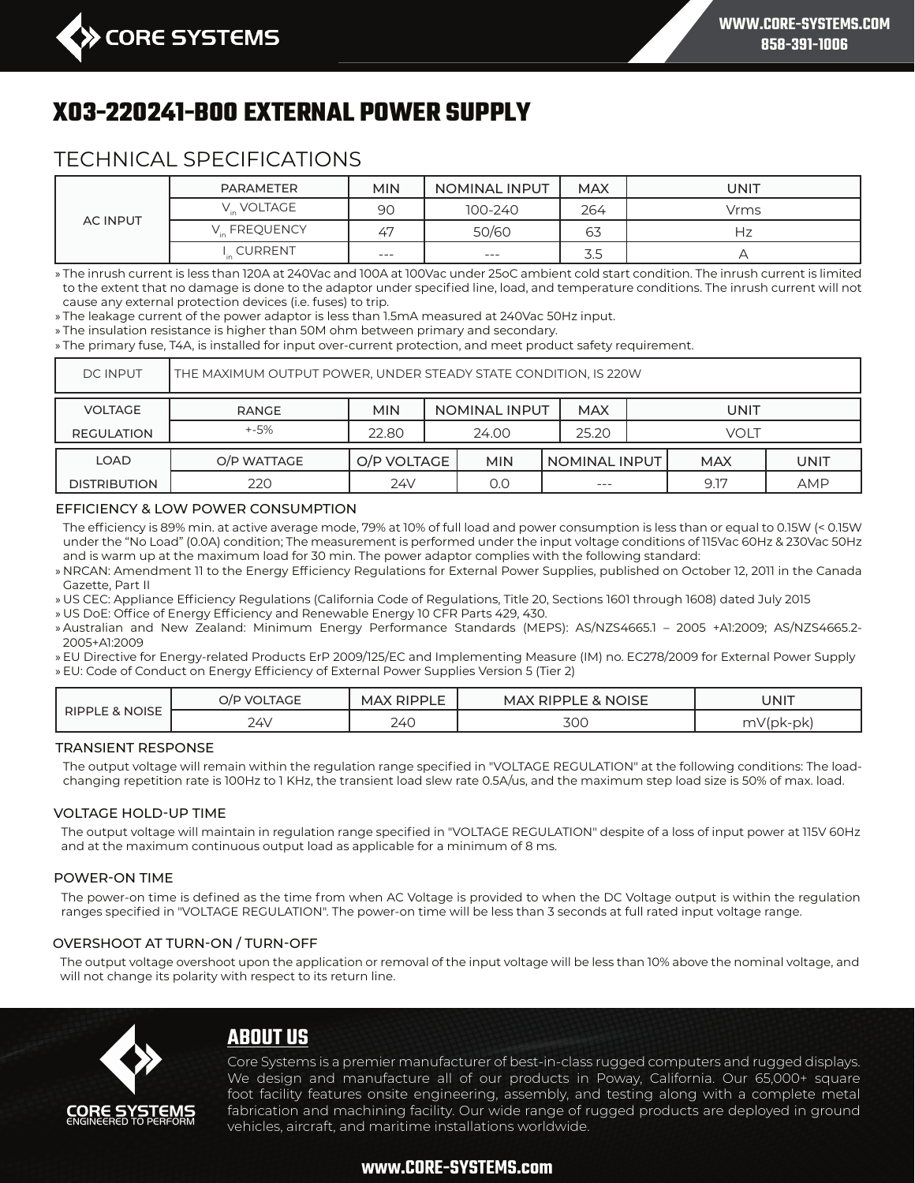# X03-220241-B00 EXTERNAL POWER SUPPLY

## TECHNICAL SPECIFICATIONS

| AC INPUT | PARAMETER | MIN | NOMINAL INPUT | MAX | UNIT |
|---|---|---|---|---|---|
| | $V_{in}$ VOLTAGE | 90 | 100-240 | 264 | Vrms |
| | $V_{in}$ FREQUENCY | 47 | 50/60 | 63 | Hz |
| | $I_{in}$ CURRENT | --- | --- | 3.5 | A |

- The inrush current is less than 120A at 240Vac and 100A at 100Vac under 25oC ambient cold start condition. The inrush current is limited to the extent that no damage is done to the adaptor under specified line, load, and temperature conditions. The inrush current will not cause any external protection devices (i.e. fuses) to trip.
- The leakage current of the power adaptor is less than 1.5mA measured at 240Vac 50Hz input.
- The insulation resistance is higher than 50M ohm between primary and secondary.
- The primary fuse, T4A, is installed for input over-current protection, and meet product safety requirement.

| DC INPUT | THE MAXIMUM OUTPUT POWER, UNDER STEADY STATE CONDITION, IS 220W |
|---|---|

| VOLTAGE REGULATION | RANGE | MIN | NOMINAL INPUT | MAX | UNIT |
|---|---|---|---|---|---|
| | +-5% | 22.80 | 24.00 | 25.20 | VOLT |

| LOAD DISTRIBUTION | O/P WATTAGE | O/P VOLTAGE | MIN | NOMINAL INPUT | MAX | UNIT |
|---|---|---|---|---|---|---|
| | 220 | 24V | 0.0 | --- | 9.17 | AMP |

### EFFICIENCY & LOW POWER CONSUMPTION

The efficiency is 89% min. at active average mode, 79% at 10% of full load and power consumption is less than or equal to 0.15W (< 0.15W under the "No Load" (0.0A) condition; The measurement is performed under the input voltage conditions of 115Vac 60Hz & 230Vac 50Hz and is warm up at the maximum load for 30 min. The power adaptor complies with the following standard:

- NRCAN: Amendment 11 to the Energy Efficiency Regulations for External Power Supplies, published on October 12, 2011 in the Canada Gazette, Part II
- US CEC: Appliance Efficiency Regulations (California Code of Regulations, Title 20, Sections 1601 through 1608) dated July 2015
- US DoE: Office of Energy Efficiency and Renewable Energy 10 CFR Parts 429, 430.
- Australian and New Zealand: Minimum Energy Performance Standards (MEPS): AS/NZS4665.1 – 2005 +A1:2009; AS/NZS4665.2-2005+A1:2009
- EU Directive for Energy-related Products ErP 2009/125/EC and Implementing Measure (IM) no. EC278/2009 for External Power Supply
- EU: Code of Conduct on Energy Efficiency of External Power Supplies Version 5 (Tier 2)

| RIPPLE & NOISE | O/P VOLTAGE | MAX RIPPLE | MAX RIPPLE & NOISE | UNIT |
|---|---|---|---|---|
| | 24V | 240 | 300 | mV(pk-pk) |

### TRANSIENT RESPONSE

The output voltage will remain within the regulation range specified in "VOLTAGE REGULATION" at the following conditions: The load-changing repetition rate is 100Hz to 1 KHz, the transient load slew rate 0.5A/us, and the maximum step load size is 50% of max. load.

### VOLTAGE HOLD-UP TIME

The output voltage will maintain in regulation range specified in "VOLTAGE REGULATION" despite of a loss of input power at 115V 60Hz and at the maximum continuous output load as applicable for a minimum of 8 ms.

### POWER-ON TIME

The power-on time is defined as the time from when AC Voltage is provided to when the DC Voltage output is within the regulation ranges specified in "VOLTAGE REGULATION". The power-on time will be less than 3 seconds at full rated input voltage range.

### OVERSHOOT AT TURN-ON / TURN-OFF

The output voltage overshoot upon the application or removal of the input voltage will be less than 10% above the nominal voltage, and will not change its polarity with respect to its return line.

## ABOUT US

Core Systems is a premier manufacturer of best-in-class rugged computers and rugged displays. We design and manufacture all of our products in Poway, California. Our 65,000+ square foot facility features onsite engineering, assembly, and testing along with a complete metal fabrication and machining facility. Our wide range of rugged products are deployed in ground vehicles, aircraft, and maritime installations worldwide.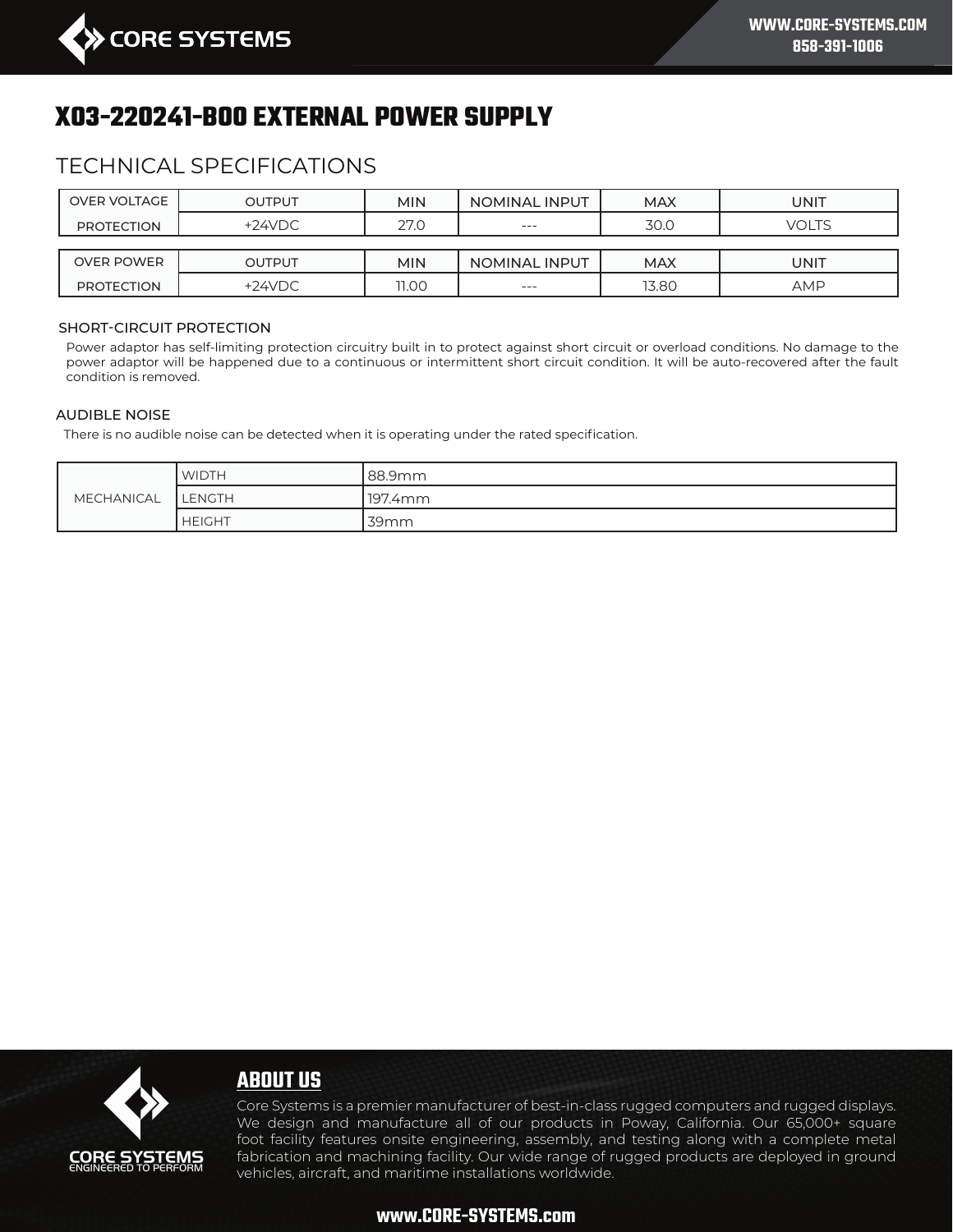# X03-220241-B00 EXTERNAL POWER SUPPLY

## TECHNICAL SPECIFICATIONS

| OVER VOLTAGE PROTECTION | OUTPUT | MIN | NOMINAL INPUT | MAX | UNIT |
|---|---|---|---|---|---|
| | +24VDC | 27.0 | --- | 30.0 | VOLTS |

| OVER POWER PROTECTION | OUTPUT | MIN | NOMINAL INPUT | MAX | UNIT |
|---|---|---|---|---|---|
| | +24VDC | 11.00 | --- | 13.80 | AMP |

### SHORT-CIRCUIT PROTECTION

Power adaptor has self-limiting protection circuitry built in to protect against short circuit or overload conditions. No damage to the power adaptor will be happened due to a continuous or intermittent short circuit condition. It will be auto-recovered after the fault condition is removed.

### AUDIBLE NOISE

There is no audible noise can be detected when it is operating under the rated specification.

| MECHANICAL | | |
|---|---|---|
| | WIDTH | 88.9mm |
| | LENGTH | 197.4mm |
| | HEIGHT | 39mm |

## ABOUT US

Core Systems is a premier manufacturer of best-in-class rugged computers and rugged displays. We design and manufacture all of our products in Poway, California. Our 65,000+ square foot facility features onsite engineering, assembly, and testing along with a complete metal fabrication and machining facility. Our wide range of rugged products are deployed in ground vehicles, aircraft, and maritime installations worldwide.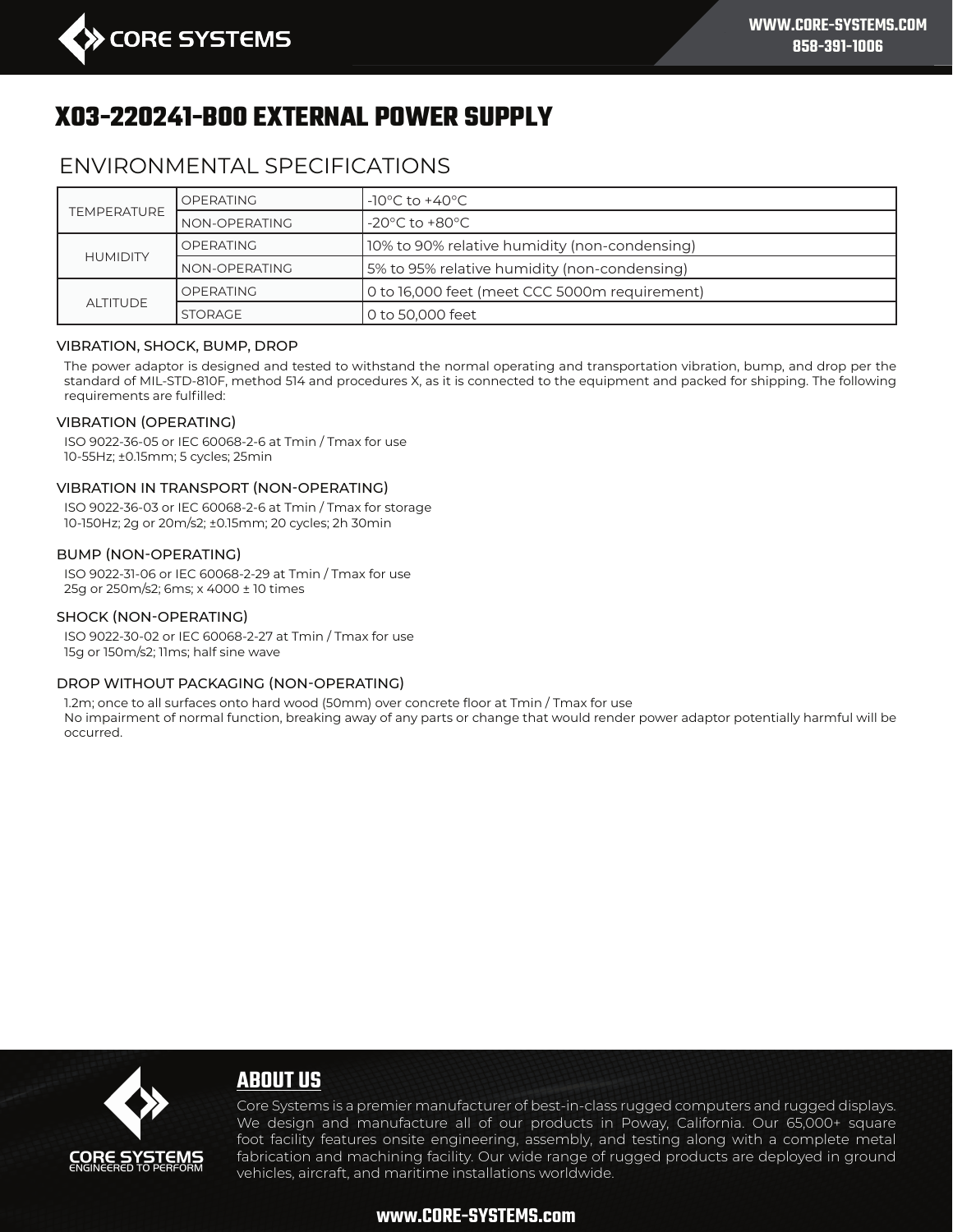# X03-220241-B00 EXTERNAL POWER SUPPLY

## ENVIRONMENTAL SPECIFICATIONS

| | | |
|---|---|---|
| TEMPERATURE | OPERATING | -10°C to +40°C |
| | NON-OPERATING | -20°C to +80°C |
| HUMIDITY | OPERATING | 10% to 90% relative humidity (non-condensing) |
| | NON-OPERATING | 5% to 95% relative humidity (non-condensing) |
| ALTITUDE | OPERATING | 0 to 16,000 feet (meet CCC 5000m requirement) |
| | STORAGE | 0 to 50,000 feet |

### VIBRATION, SHOCK, BUMP, DROP

The power adaptor is designed and tested to withstand the normal operating and transportation vibration, bump, and drop per the standard of MIL-STD-810F, method 514 and procedures X, as it is connected to the equipment and packed for shipping. The following requirements are fulfilled:

### VIBRATION (OPERATING)

ISO 9022-36-05 or IEC 60068-2-6 at Tmin / Tmax for use
10-55Hz; ±0.15mm; 5 cycles; 25min

### VIBRATION IN TRANSPORT (NON-OPERATING)

ISO 9022-36-03 or IEC 60068-2-6 at Tmin / Tmax for storage
10-150Hz; 2g or 20m/s2; ±0.15mm; 20 cycles; 2h 30min

### BUMP (NON-OPERATING)

ISO 9022-31-06 or IEC 60068-2-29 at Tmin / Tmax for use
25g or 250m/s2; 6ms; x 4000 ± 10 times

### SHOCK (NON-OPERATING)

ISO 9022-30-02 or IEC 60068-2-27 at Tmin / Tmax for use
15g or 150m/s2; 11ms; half sine wave

### DROP WITHOUT PACKAGING (NON-OPERATING)

1.2m; once to all surfaces onto hard wood (50mm) over concrete floor at Tmin / Tmax for use
No impairment of normal function, breaking away of any parts or change that would render power adaptor potentially harmful will be occurred.

## ABOUT US

Core Systems is a premier manufacturer of best-in-class rugged computers and rugged displays. We design and manufacture all of our products in Poway, California. Our 65,000+ square foot facility features onsite engineering, assembly, and testing along with a complete metal fabrication and machining facility. Our wide range of rugged products are deployed in ground vehicles, aircraft, and maritime installations worldwide.

CORE SYSTEMS
ENGINEERED TO PERFORM

www.CORE-SYSTEMS.com